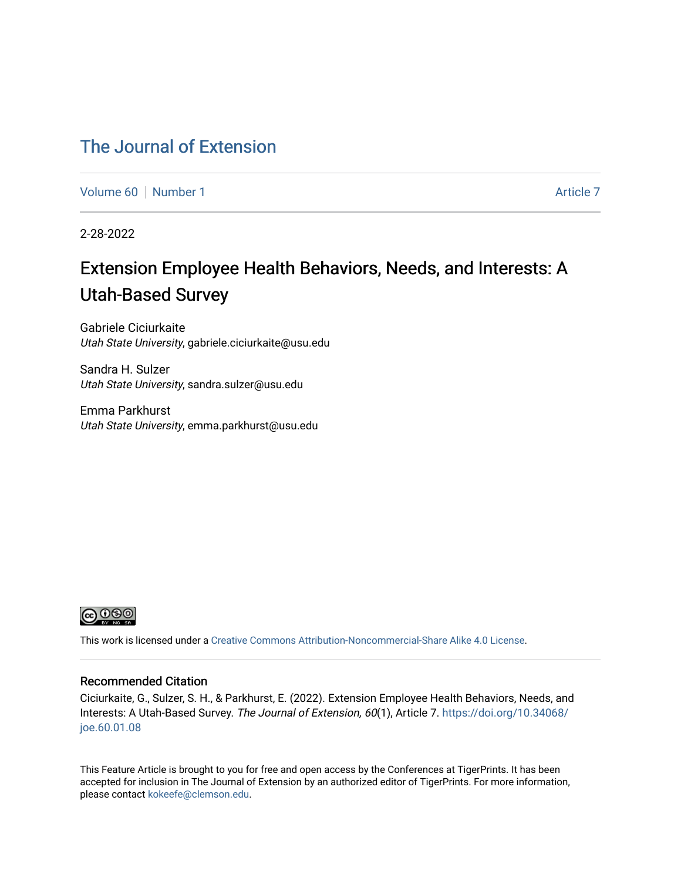# The Journal of Extension

Volume 60 | Number 1 | Article 7

2-28-2022

## Extension Employee Health Behaviors, Needs, and Interests: A Utah-Based Survey

Gabriele Ciciurkaite
*Utah State University*, gabriele.ciciurkaite@usu.edu

Sandra H. Sulzer
*Utah State University*, sandra.sulzer@usu.edu

Emma Parkhurst
*Utah State University*, emma.parkhurst@usu.edu

This work is licensed under a Creative Commons Attribution-Noncommercial-Share Alike 4.0 License.

### Recommended Citation

Ciciurkaite, G., Sulzer, S. H., & Parkhurst, E. (2022). Extension Employee Health Behaviors, Needs, and Interests: A Utah-Based Survey. *The Journal of Extension, 60*(1), Article 7. https://doi.org/10.34068/joe.60.01.08

This Feature Article is brought to you for free and open access by the Conferences at TigerPrints. It has been accepted for inclusion in The Journal of Extension by an authorized editor of TigerPrints. For more information, please contact kokeefe@clemson.edu.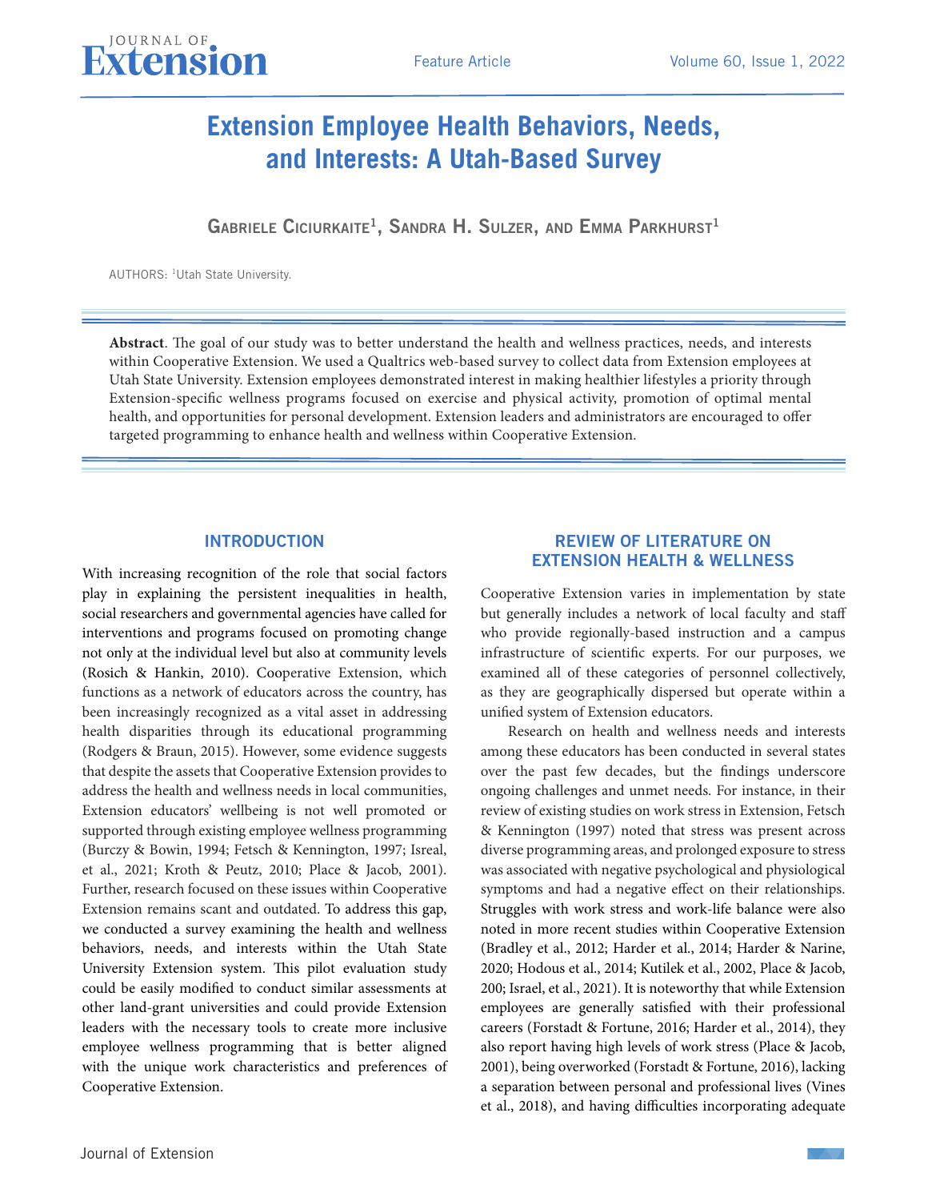# Extension Employee Health Behaviors, Needs, and Interests: A Utah-Based Survey

Gabriele Ciciurkaite[1], Sandra H. Sulzer, and Emma Parkhurst[1]

AUTHORS: [1]Utah State University.

**Abstract**. The goal of our study was to better understand the health and wellness practices, needs, and interests within Cooperative Extension. We used a Qualtrics web-based survey to collect data from Extension employees at Utah State University. Extension employees demonstrated interest in making healthier lifestyles a priority through Extension-specific wellness programs focused on exercise and physical activity, promotion of optimal mental health, and opportunities for personal development. Extension leaders and administrators are encouraged to offer targeted programming to enhance health and wellness within Cooperative Extension.

## INTRODUCTION

With increasing recognition of the role that social factors play in explaining the persistent inequalities in health, social researchers and governmental agencies have called for interventions and programs focused on promoting change not only at the individual level but also at community levels (Rosich & Hankin, 2010). Cooperative Extension, which functions as a network of educators across the country, has been increasingly recognized as a vital asset in addressing health disparities through its educational programming (Rodgers & Braun, 2015). However, some evidence suggests that despite the assets that Cooperative Extension provides to address the health and wellness needs in local communities, Extension educators' wellbeing is not well promoted or supported through existing employee wellness programming (Burczy & Bowin, 1994; Fetsch & Kennington, 1997; Isreal, et al., 2021; Kroth & Peutz, 2010; Place & Jacob, 2001). Further, research focused on these issues within Cooperative Extension remains scant and outdated. To address this gap, we conducted a survey examining the health and wellness behaviors, needs, and interests within the Utah State University Extension system. This pilot evaluation study could be easily modified to conduct similar assessments at other land-grant universities and could provide Extension leaders with the necessary tools to create more inclusive employee wellness programming that is better aligned with the unique work characteristics and preferences of Cooperative Extension.

## REVIEW OF LITERATURE ON EXTENSION HEALTH & WELLNESS

Cooperative Extension varies in implementation by state but generally includes a network of local faculty and staff who provide regionally-based instruction and a campus infrastructure of scientific experts. For our purposes, we examined all of these categories of personnel collectively, as they are geographically dispersed but operate within a unified system of Extension educators.

Research on health and wellness needs and interests among these educators has been conducted in several states over the past few decades, but the findings underscore ongoing challenges and unmet needs. For instance, in their review of existing studies on work stress in Extension, Fetsch & Kennington (1997) noted that stress was present across diverse programming areas, and prolonged exposure to stress was associated with negative psychological and physiological symptoms and had a negative effect on their relationships. Struggles with work stress and work-life balance were also noted in more recent studies within Cooperative Extension (Bradley et al., 2012; Harder et al., 2014; Harder & Narine, 2020; Hodous et al., 2014; Kutilek et al., 2002, Place & Jacob, 200; Israel, et al., 2021). It is noteworthy that while Extension employees are generally satisfied with their professional careers (Forstadt & Fortune, 2016; Harder et al., 2014), they also report having high levels of work stress (Place & Jacob, 2001), being overworked (Forstadt & Fortune, 2016), lacking a separation between personal and professional lives (Vines et al., 2018), and having difficulties incorporating adequate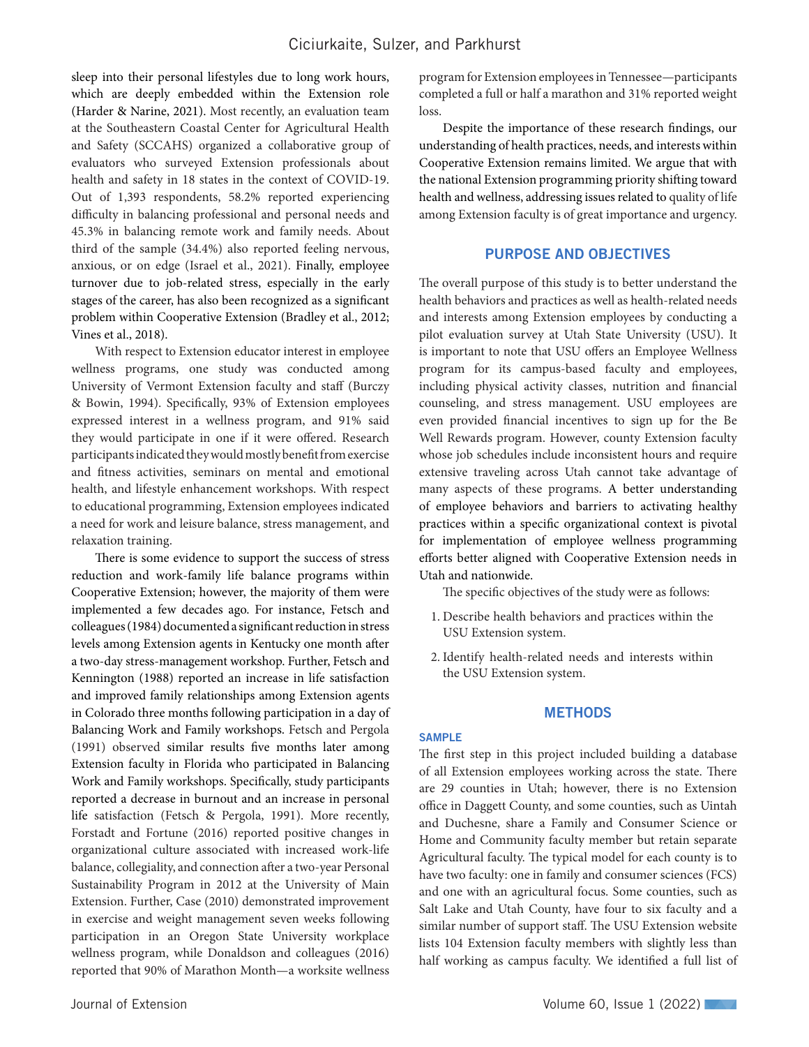sleep into their personal lifestyles due to long work hours, which are deeply embedded within the Extension role (Harder & Narine, 2021). Most recently, an evaluation team at the Southeastern Coastal Center for Agricultural Health and Safety (SCCAHS) organized a collaborative group of evaluators who surveyed Extension professionals about health and safety in 18 states in the context of COVID-19. Out of 1,393 respondents, 58.2% reported experiencing difficulty in balancing professional and personal needs and 45.3% in balancing remote work and family needs. About third of the sample (34.4%) also reported feeling nervous, anxious, or on edge (Israel et al., 2021). Finally, employee turnover due to job-related stress, especially in the early stages of the career, has also been recognized as a significant problem within Cooperative Extension (Bradley et al., 2012; Vines et al., 2018).

With respect to Extension educator interest in employee wellness programs, one study was conducted among University of Vermont Extension faculty and staff (Burczy & Bowin, 1994). Specifically, 93% of Extension employees expressed interest in a wellness program, and 91% said they would participate in one if it were offered. Research participants indicated they would mostly benefit from exercise and fitness activities, seminars on mental and emotional health, and lifestyle enhancement workshops. With respect to educational programming, Extension employees indicated a need for work and leisure balance, stress management, and relaxation training.

There is some evidence to support the success of stress reduction and work-family life balance programs within Cooperative Extension; however, the majority of them were implemented a few decades ago. For instance, Fetsch and colleagues (1984) documented a significant reduction in stress levels among Extension agents in Kentucky one month after a two-day stress-management workshop. Further, Fetsch and Kennington (1988) reported an increase in life satisfaction and improved family relationships among Extension agents in Colorado three months following participation in a day of Balancing Work and Family workshops. Fetsch and Pergola (1991) observed similar results five months later among Extension faculty in Florida who participated in Balancing Work and Family workshops. Specifically, study participants reported a decrease in burnout and an increase in personal life satisfaction (Fetsch & Pergola, 1991). More recently, Forstadt and Fortune (2016) reported positive changes in organizational culture associated with increased work-life balance, collegiality, and connection after a two-year Personal Sustainability Program in 2012 at the University of Main Extension. Further, Case (2010) demonstrated improvement in exercise and weight management seven weeks following participation in an Oregon State University workplace wellness program, while Donaldson and colleagues (2016) reported that 90% of Marathon Month—a worksite wellness program for Extension employees in Tennessee—participants completed a full or half a marathon and 31% reported weight loss.

Despite the importance of these research findings, our understanding of health practices, needs, and interests within Cooperative Extension remains limited. We argue that with the national Extension programming priority shifting toward health and wellness, addressing issues related to quality of life among Extension faculty is of great importance and urgency.

## PURPOSE AND OBJECTIVES

The overall purpose of this study is to better understand the health behaviors and practices as well as health-related needs and interests among Extension employees by conducting a pilot evaluation survey at Utah State University (USU). It is important to note that USU offers an Employee Wellness program for its campus-based faculty and employees, including physical activity classes, nutrition and financial counseling, and stress management. USU employees are even provided financial incentives to sign up for the Be Well Rewards program. However, county Extension faculty whose job schedules include inconsistent hours and require extensive traveling across Utah cannot take advantage of many aspects of these programs. A better understanding of employee behaviors and barriers to activating healthy practices within a specific organizational context is pivotal for implementation of employee wellness programming efforts better aligned with Cooperative Extension needs in Utah and nationwide.

The specific objectives of the study were as follows:

1. Describe health behaviors and practices within the USU Extension system.
2. Identify health-related needs and interests within the USU Extension system.

## METHODS

### SAMPLE

The first step in this project included building a database of all Extension employees working across the state. There are 29 counties in Utah; however, there is no Extension office in Daggett County, and some counties, such as Uintah and Duchesne, share a Family and Consumer Science or Home and Community faculty member but retain separate Agricultural faculty. The typical model for each county is to have two faculty: one in family and consumer sciences (FCS) and one with an agricultural focus. Some counties, such as Salt Lake and Utah County, have four to six faculty and a similar number of support staff. The USU Extension website lists 104 Extension faculty members with slightly less than half working as campus faculty. We identified a full list of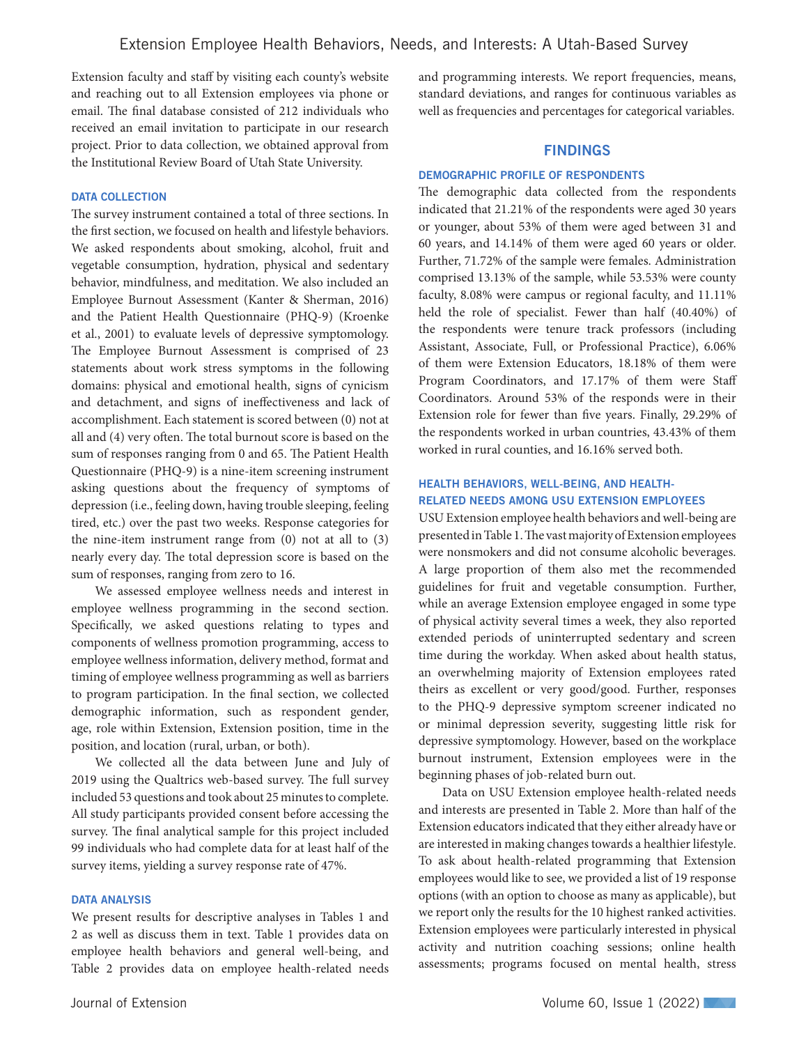Extension faculty and staff by visiting each county's website and reaching out to all Extension employees via phone or email. The final database consisted of 212 individuals who received an email invitation to participate in our research project. Prior to data collection, we obtained approval from the Institutional Review Board of Utah State University.

### DATA COLLECTION

The survey instrument contained a total of three sections. In the first section, we focused on health and lifestyle behaviors. We asked respondents about smoking, alcohol, fruit and vegetable consumption, hydration, physical and sedentary behavior, mindfulness, and meditation. We also included an Employee Burnout Assessment (Kanter & Sherman, 2016) and the Patient Health Questionnaire (PHQ-9) (Kroenke et al., 2001) to evaluate levels of depressive symptomology. The Employee Burnout Assessment is comprised of 23 statements about work stress symptoms in the following domains: physical and emotional health, signs of cynicism and detachment, and signs of ineffectiveness and lack of accomplishment. Each statement is scored between (0) not at all and (4) very often. The total burnout score is based on the sum of responses ranging from 0 and 65. The Patient Health Questionnaire (PHQ-9) is a nine-item screening instrument asking questions about the frequency of symptoms of depression (i.e., feeling down, having trouble sleeping, feeling tired, etc.) over the past two weeks. Response categories for the nine-item instrument range from (0) not at all to (3) nearly every day. The total depression score is based on the sum of responses, ranging from zero to 16.

We assessed employee wellness needs and interest in employee wellness programming in the second section. Specifically, we asked questions relating to types and components of wellness promotion programming, access to employee wellness information, delivery method, format and timing of employee wellness programming as well as barriers to program participation. In the final section, we collected demographic information, such as respondent gender, age, role within Extension, Extension position, time in the position, and location (rural, urban, or both).

We collected all the data between June and July of 2019 using the Qualtrics web-based survey. The full survey included 53 questions and took about 25 minutes to complete. All study participants provided consent before accessing the survey. The final analytical sample for this project included 99 individuals who had complete data for at least half of the survey items, yielding a survey response rate of 47%.

### DATA ANALYSIS

We present results for descriptive analyses in Tables 1 and 2 as well as discuss them in text. Table 1 provides data on employee health behaviors and general well-being, and Table 2 provides data on employee health-related needs and programming interests. We report frequencies, means, standard deviations, and ranges for continuous variables as well as frequencies and percentages for categorical variables.

## FINDINGS

### DEMOGRAPHIC PROFILE OF RESPONDENTS

The demographic data collected from the respondents indicated that 21.21% of the respondents were aged 30 years or younger, about 53% of them were aged between 31 and 60 years, and 14.14% of them were aged 60 years or older. Further, 71.72% of the sample were females. Administration comprised 13.13% of the sample, while 53.53% were county faculty, 8.08% were campus or regional faculty, and 11.11% held the role of specialist. Fewer than half (40.40%) of the respondents were tenure track professors (including Assistant, Associate, Full, or Professional Practice), 6.06% of them were Extension Educators, 18.18% of them were Program Coordinators, and 17.17% of them were Staff Coordinators. Around 53% of the responds were in their Extension role for fewer than five years. Finally, 29.29% of the respondents worked in urban countries, 43.43% of them worked in rural counties, and 16.16% served both.

### HEALTH BEHAVIORS, WELL-BEING, AND HEALTH-RELATED NEEDS AMONG USU EXTENSION EMPLOYEES

USU Extension employee health behaviors and well-being are presented in Table 1. The vast majority of Extension employees were nonsmokers and did not consume alcoholic beverages. A large proportion of them also met the recommended guidelines for fruit and vegetable consumption. Further, while an average Extension employee engaged in some type of physical activity several times a week, they also reported extended periods of uninterrupted sedentary and screen time during the workday. When asked about health status, an overwhelming majority of Extension employees rated theirs as excellent or very good/good. Further, responses to the PHQ-9 depressive symptom screener indicated no or minimal depression severity, suggesting little risk for depressive symptomology. However, based on the workplace burnout instrument, Extension employees were in the beginning phases of job-related burn out.

Data on USU Extension employee health-related needs and interests are presented in Table 2. More than half of the Extension educators indicated that they either already have or are interested in making changes towards a healthier lifestyle. To ask about health-related programming that Extension employees would like to see, we provided a list of 19 response options (with an option to choose as many as applicable), but we report only the results for the 10 highest ranked activities. Extension employees were particularly interested in physical activity and nutrition coaching sessions; online health assessments; programs focused on mental health, stress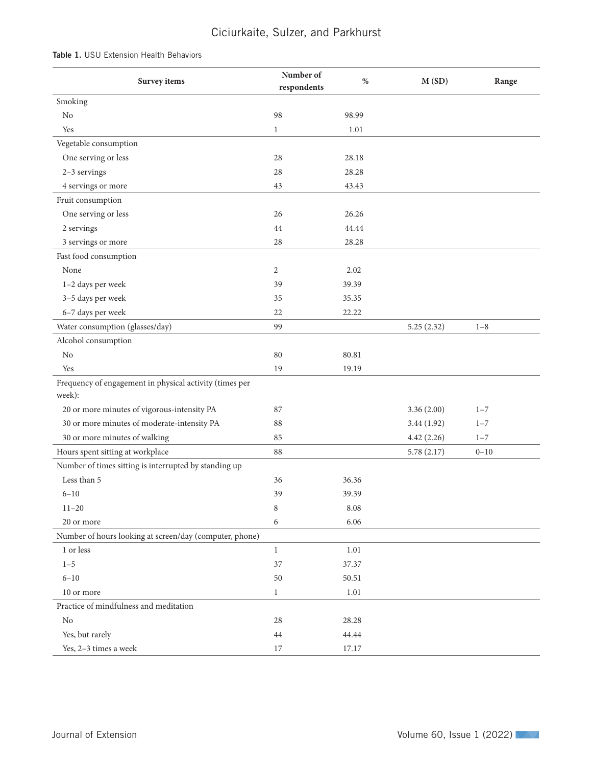**Table 1.** USU Extension Health Behaviors

| Survey items | Number of respondents | % | M (SD) | Range |
|---|---|---|---|---|
| Smoking | | | | |
| No | 98 | 98.99 | | |
| Yes | 1 | 1.01 | | |
| Vegetable consumption | | | | |
| One serving or less | 28 | 28.18 | | |
| 2–3 servings | 28 | 28.28 | | |
| 4 servings or more | 43 | 43.43 | | |
| Fruit consumption | | | | |
| One serving or less | 26 | 26.26 | | |
| 2 servings | 44 | 44.44 | | |
| 3 servings or more | 28 | 28.28 | | |
| Fast food consumption | | | | |
| None | 2 | 2.02 | | |
| 1–2 days per week | 39 | 39.39 | | |
| 3–5 days per week | 35 | 35.35 | | |
| 6–7 days per week | 22 | 22.22 | | |
| Water consumption (glasses/day) | 99 | | 5.25 (2.32) | 1–8 |
| Alcohol consumption | | | | |
| No | 80 | 80.81 | | |
| Yes | 19 | 19.19 | | |
| Frequency of engagement in physical activity (times per week): | | | | |
| 20 or more minutes of vigorous-intensity PA | 87 | | 3.36 (2.00) | 1–7 |
| 30 or more minutes of moderate-intensity PA | 88 | | 3.44 (1.92) | 1–7 |
| 30 or more minutes of walking | 85 | | 4.42 (2.26) | 1–7 |
| Hours spent sitting at workplace | 88 | | 5.78 (2.17) | 0–10 |
| Number of times sitting is interrupted by standing up | | | | |
| Less than 5 | 36 | 36.36 | | |
| 6–10 | 39 | 39.39 | | |
| 11–20 | 8 | 8.08 | | |
| 20 or more | 6 | 6.06 | | |
| Number of hours looking at screen/day (computer, phone) | | | | |
| 1 or less | 1 | 1.01 | | |
| 1–5 | 37 | 37.37 | | |
| 6–10 | 50 | 50.51 | | |
| 10 or more | 1 | 1.01 | | |
| Practice of mindfulness and meditation | | | | |
| No | 28 | 28.28 | | |
| Yes, but rarely | 44 | 44.44 | | |
| Yes, 2–3 times a week | 17 | 17.17 | | |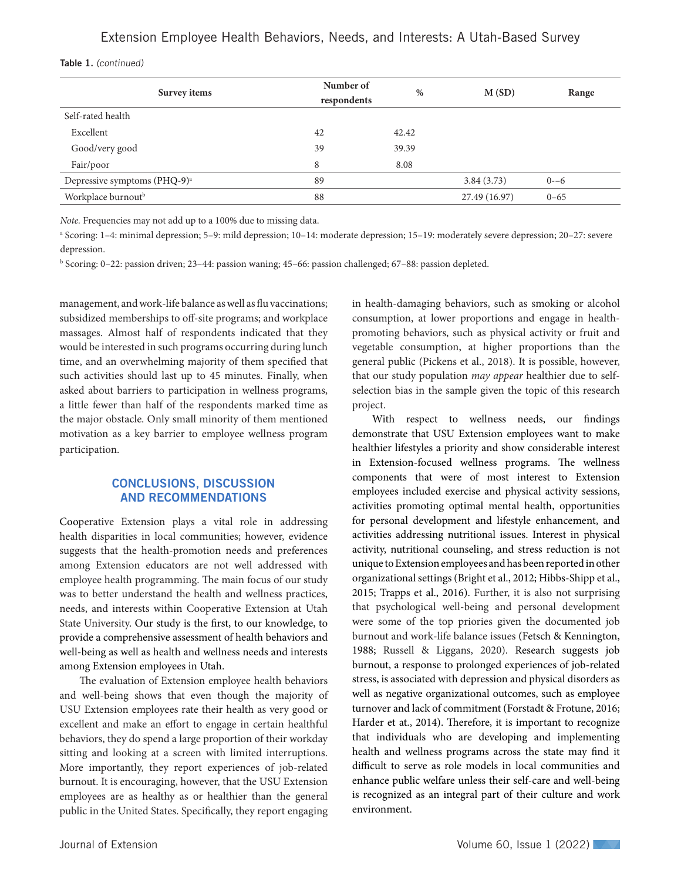**Table 1.** *(continued)*

| Survey items | Number of respondents | % | M (SD) | Range |
|---|---|---|---|---|
| Self-rated health | | | | |
| Excellent | 42 | 42.42 | | |
| Good/very good | 39 | 39.39 | | |
| Fair/poor | 8 | 8.08 | | |
| Depressive symptoms (PHQ-9)[a] | 89 | | 3.84 (3.73) | 0–-6 |
| Workplace burnout[b] | 88 | | 27.49 (16.97) | 0–65 |

*Note.* Frequencies may not add up to a 100% due to missing data.

[a] Scoring: 1–4: minimal depression; 5–9: mild depression; 10–14: moderate depression; 15–19: moderately severe depression; 20–27: severe depression.

[b] Scoring: 0–22: passion driven; 23–44: passion waning; 45–66: passion challenged; 67–88: passion depleted.

management, and work-life balance as well as flu vaccinations; subsidized memberships to off-site programs; and workplace massages. Almost half of respondents indicated that they would be interested in such programs occurring during lunch time, and an overwhelming majority of them specified that such activities should last up to 45 minutes. Finally, when asked about barriers to participation in wellness programs, a little fewer than half of the respondents marked time as the major obstacle. Only small minority of them mentioned motivation as a key barrier to employee wellness program participation.

## CONCLUSIONS, DISCUSSION AND RECOMMENDATIONS

Cooperative Extension plays a vital role in addressing health disparities in local communities; however, evidence suggests that the health-promotion needs and preferences among Extension educators are not well addressed with employee health programming. The main focus of our study was to better understand the health and wellness practices, needs, and interests within Cooperative Extension at Utah State University. Our study is the first, to our knowledge, to provide a comprehensive assessment of health behaviors and well-being as well as health and wellness needs and interests among Extension employees in Utah.

The evaluation of Extension employee health behaviors and well-being shows that even though the majority of USU Extension employees rate their health as very good or excellent and make an effort to engage in certain healthful behaviors, they do spend a large proportion of their workday sitting and looking at a screen with limited interruptions. More importantly, they report experiences of job-related burnout. It is encouraging, however, that the USU Extension employees are as healthy as or healthier than the general public in the United States. Specifically, they report engaging in health-damaging behaviors, such as smoking or alcohol consumption, at lower proportions and engage in health-promoting behaviors, such as physical activity or fruit and vegetable consumption, at higher proportions than the general public (Pickens et al., 2018). It is possible, however, that our study population *may appear* healthier due to self-selection bias in the sample given the topic of this research project.

With respect to wellness needs, our findings demonstrate that USU Extension employees want to make healthier lifestyles a priority and show considerable interest in Extension-focused wellness programs. The wellness components that were of most interest to Extension employees included exercise and physical activity sessions, activities promoting optimal mental health, opportunities for personal development and lifestyle enhancement, and activities addressing nutritional issues. Interest in physical activity, nutritional counseling, and stress reduction is not unique to Extension employees and has been reported in other organizational settings (Bright et al., 2012; Hibbs-Shipp et al., 2015; Trapps et al., 2016). Further, it is also not surprising that psychological well-being and personal development were some of the top priories given the documented job burnout and work-life balance issues (Fetsch & Kennington, 1988; Russell & Liggans, 2020). Research suggests job burnout, a response to prolonged experiences of job-related stress, is associated with depression and physical disorders as well as negative organizational outcomes, such as employee turnover and lack of commitment (Forstadt & Frotune, 2016; Harder et at., 2014). Therefore, it is important to recognize that individuals who are developing and implementing health and wellness programs across the state may find it difficult to serve as role models in local communities and enhance public welfare unless their self-care and well-being is recognized as an integral part of their culture and work environment.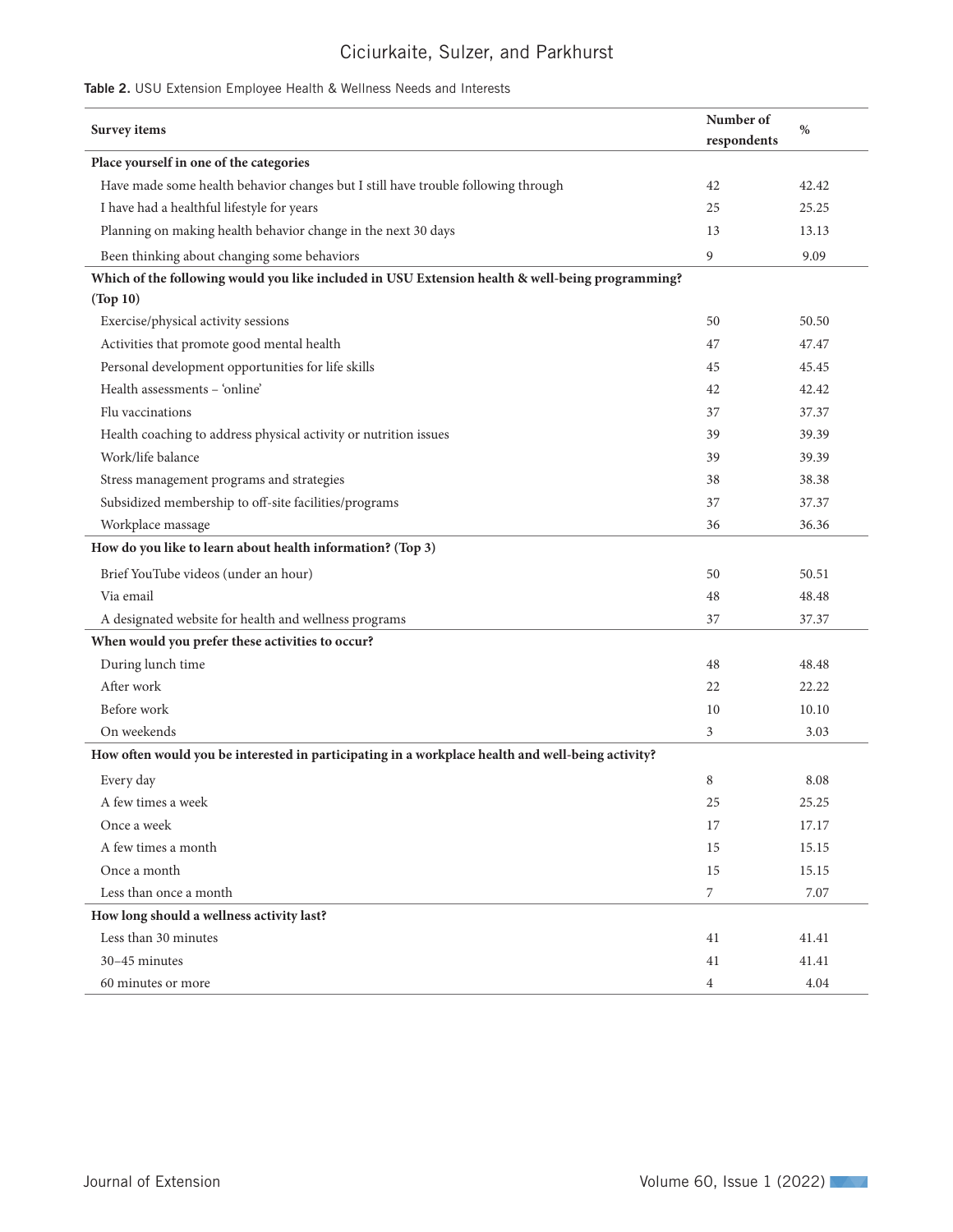**Table 2.** USU Extension Employee Health & Wellness Needs and Interests

| Survey items | Number of respondents | % |
|---|---|---|
| **Place yourself in one of the categories** | | |
| Have made some health behavior changes but I still have trouble following through | 42 | 42.42 |
| I have had a healthful lifestyle for years | 25 | 25.25 |
| Planning on making health behavior change in the next 30 days | 13 | 13.13 |
| Been thinking about changing some behaviors | 9 | 9.09 |
| **Which of the following would you like included in USU Extension health & well-being programming? (Top 10)** | | |
| Exercise/physical activity sessions | 50 | 50.50 |
| Activities that promote good mental health | 47 | 47.47 |
| Personal development opportunities for life skills | 45 | 45.45 |
| Health assessments – 'online' | 42 | 42.42 |
| Flu vaccinations | 37 | 37.37 |
| Health coaching to address physical activity or nutrition issues | 39 | 39.39 |
| Work/life balance | 39 | 39.39 |
| Stress management programs and strategies | 38 | 38.38 |
| Subsidized membership to off-site facilities/programs | 37 | 37.37 |
| Workplace massage | 36 | 36.36 |
| **How do you like to learn about health information? (Top 3)** | | |
| Brief YouTube videos (under an hour) | 50 | 50.51 |
| Via email | 48 | 48.48 |
| A designated website for health and wellness programs | 37 | 37.37 |
| **When would you prefer these activities to occur?** | | |
| During lunch time | 48 | 48.48 |
| After work | 22 | 22.22 |
| Before work | 10 | 10.10 |
| On weekends | 3 | 3.03 |
| **How often would you be interested in participating in a workplace health and well-being activity?** | | |
| Every day | 8 | 8.08 |
| A few times a week | 25 | 25.25 |
| Once a week | 17 | 17.17 |
| A few times a month | 15 | 15.15 |
| Once a month | 15 | 15.15 |
| Less than once a month | 7 | 7.07 |
| **How long should a wellness activity last?** | | |
| Less than 30 minutes | 41 | 41.41 |
| 30–45 minutes | 41 | 41.41 |
| 60 minutes or more | 4 | 4.04 |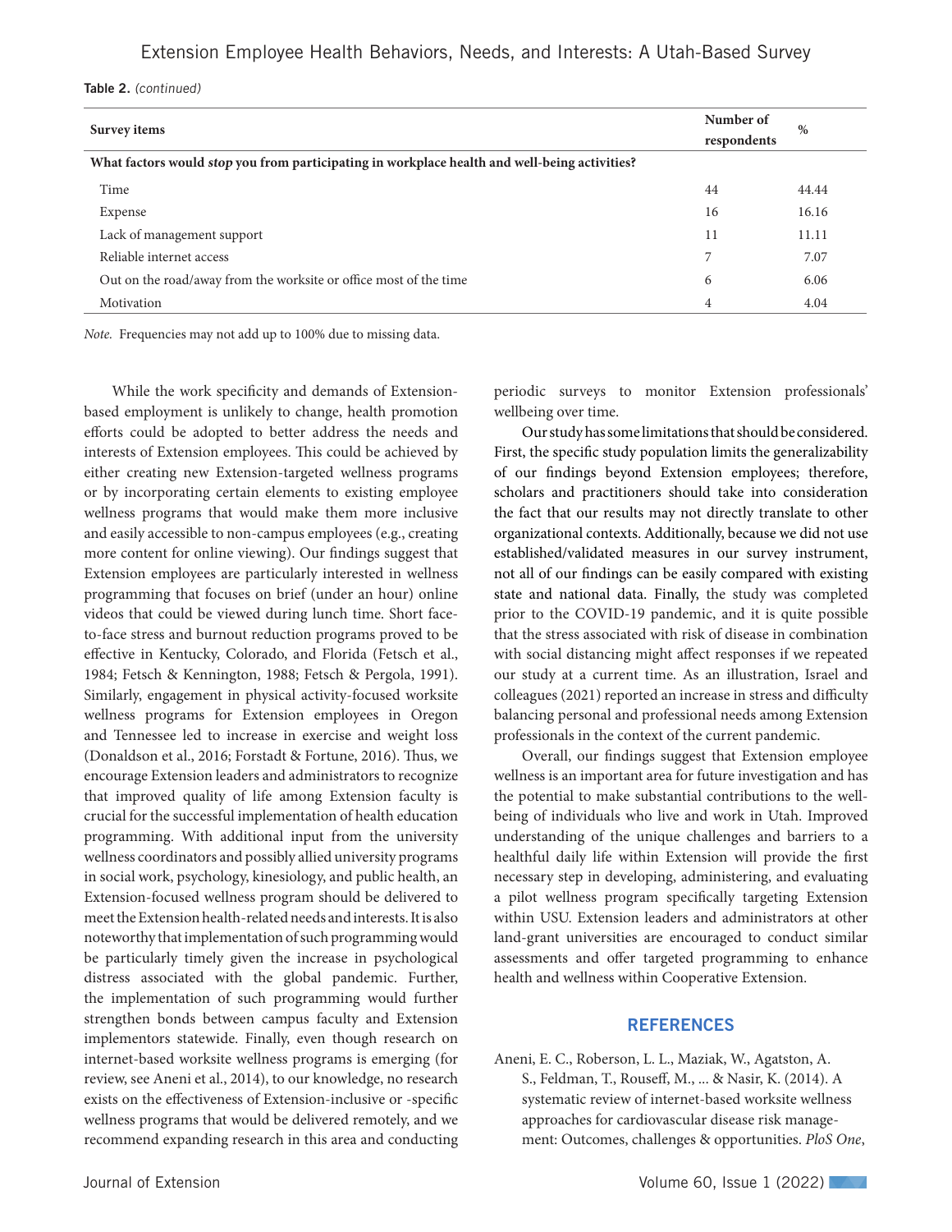**Table 2.** *(continued)*

| Survey items | Number of respondents | % |
|---|---|---|
| **What factors would *stop* you from participating in workplace health and well-being activities?** | | |
| Time | 44 | 44.44 |
| Expense | 16 | 16.16 |
| Lack of management support | 11 | 11.11 |
| Reliable internet access | 7 | 7.07 |
| Out on the road/away from the worksite or office most of the time | 6 | 6.06 |
| Motivation | 4 | 4.04 |

*Note.* Frequencies may not add up to 100% due to missing data.

While the work specificity and demands of Extension-based employment is unlikely to change, health promotion efforts could be adopted to better address the needs and interests of Extension employees. This could be achieved by either creating new Extension-targeted wellness programs or by incorporating certain elements to existing employee wellness programs that would make them more inclusive and easily accessible to non-campus employees (e.g., creating more content for online viewing). Our findings suggest that Extension employees are particularly interested in wellness programming that focuses on brief (under an hour) online videos that could be viewed during lunch time. Short face-to-face stress and burnout reduction programs proved to be effective in Kentucky, Colorado, and Florida (Fetsch et al., 1984; Fetsch & Kennington, 1988; Fetsch & Pergola, 1991). Similarly, engagement in physical activity-focused worksite wellness programs for Extension employees in Oregon and Tennessee led to increase in exercise and weight loss (Donaldson et al., 2016; Forstadt & Fortune, 2016). Thus, we encourage Extension leaders and administrators to recognize that improved quality of life among Extension faculty is crucial for the successful implementation of health education programming. With additional input from the university wellness coordinators and possibly allied university programs in social work, psychology, kinesiology, and public health, an Extension-focused wellness program should be delivered to meet the Extension health-related needs and interests. It is also noteworthy that implementation of such programming would be particularly timely given the increase in psychological distress associated with the global pandemic. Further, the implementation of such programming would further strengthen bonds between campus faculty and Extension implementors statewide. Finally, even though research on internet-based worksite wellness programs is emerging (for review, see Aneni et al., 2014), to our knowledge, no research exists on the effectiveness of Extension-inclusive or -specific wellness programs that would be delivered remotely, and we recommend expanding research in this area and conducting periodic surveys to monitor Extension professionals' wellbeing over time.

Our study has some limitations that should be considered. First, the specific study population limits the generalizability of our findings beyond Extension employees; therefore, scholars and practitioners should take into consideration the fact that our results may not directly translate to other organizational contexts. Additionally, because we did not use established/validated measures in our survey instrument, not all of our findings can be easily compared with existing state and national data. Finally, the study was completed prior to the COVID-19 pandemic, and it is quite possible that the stress associated with risk of disease in combination with social distancing might affect responses if we repeated our study at a current time. As an illustration, Israel and colleagues (2021) reported an increase in stress and difficulty balancing personal and professional needs among Extension professionals in the context of the current pandemic.

Overall, our findings suggest that Extension employee wellness is an important area for future investigation and has the potential to make substantial contributions to the well-being of individuals who live and work in Utah. Improved understanding of the unique challenges and barriers to a healthful daily life within Extension will provide the first necessary step in developing, administering, and evaluating a pilot wellness program specifically targeting Extension within USU. Extension leaders and administrators at other land-grant universities are encouraged to conduct similar assessments and offer targeted programming to enhance health and wellness within Cooperative Extension.

## REFERENCES

Aneni, E. C., Roberson, L. L., Maziak, W., Agatston, A. S., Feldman, T., Rouseff, M., ... & Nasir, K. (2014). A systematic review of internet-based worksite wellness approaches for cardiovascular disease risk management: Outcomes, challenges & opportunities. *PloS One*,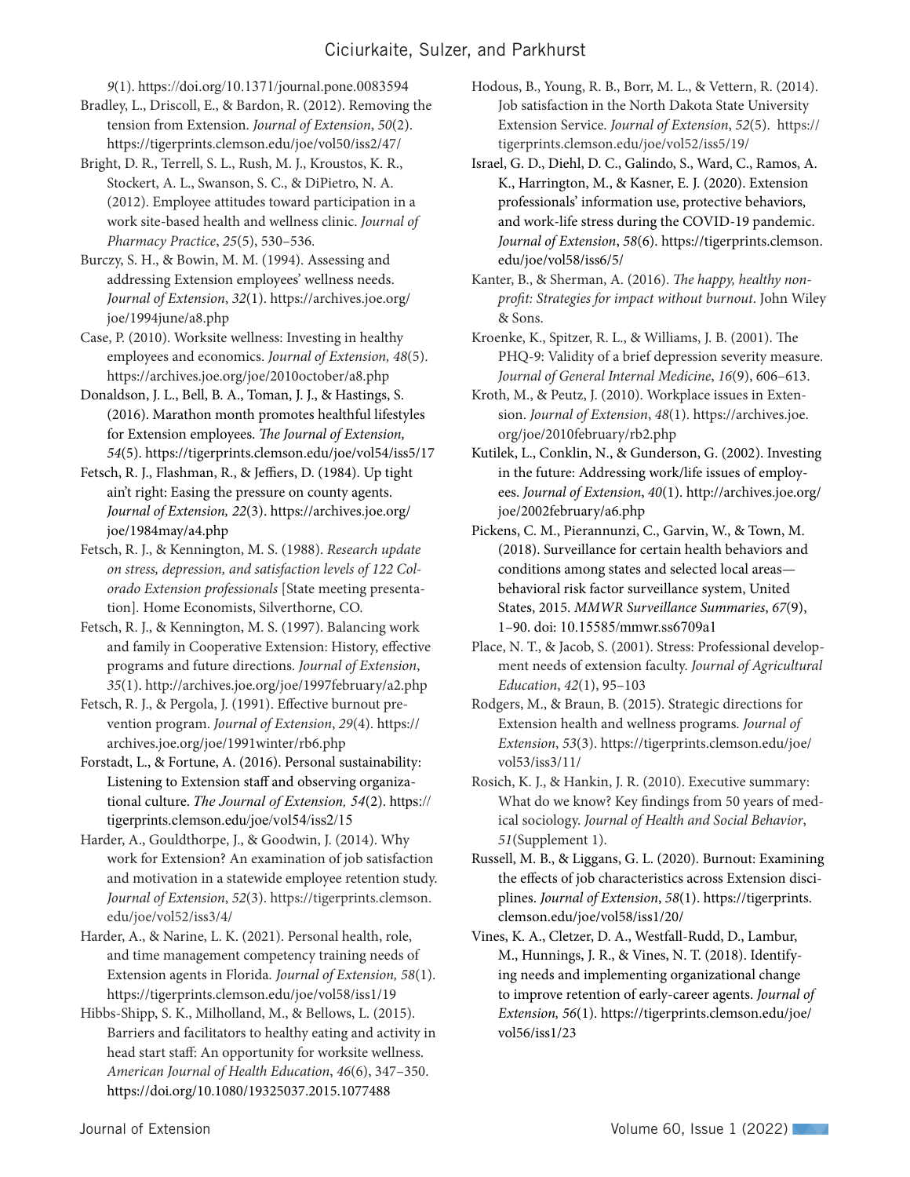*9*(1). https://doi.org/10.1371/journal.pone.0083594

Bradley, L., Driscoll, E., & Bardon, R. (2012). Removing the tension from Extension. *Journal of Extension*, *50*(2). https://tigerprints.clemson.edu/joe/vol50/iss2/47/

Bright, D. R., Terrell, S. L., Rush, M. J., Kroustos, K. R., Stockert, A. L., Swanson, S. C., & DiPietro, N. A. (2012). Employee attitudes toward participation in a work site-based health and wellness clinic. *Journal of Pharmacy Practice*, *25*(5), 530–536.

Burczy, S. H., & Bowin, M. M. (1994). Assessing and addressing Extension employees' wellness needs. *Journal of Extension*, *32*(1). https://archives.joe.org/joe/1994june/a8.php

Case, P. (2010). Worksite wellness: Investing in healthy employees and economics. *Journal of Extension, 48*(5). https://archives.joe.org/joe/2010october/a8.php

Donaldson, J. L., Bell, B. A., Toman, J. J., & Hastings, S. (2016). Marathon month promotes healthful lifestyles for Extension employees. *The Journal of Extension, 54*(5). https://tigerprints.clemson.edu/joe/vol54/iss5/17

Fetsch, R. J., Flashman, R., & Jeffiers, D. (1984). Up tight ain't right: Easing the pressure on county agents. *Journal of Extension, 22*(3). https://archives.joe.org/joe/1984may/a4.php

Fetsch, R. J., & Kennington, M. S. (1988). *Research update on stress, depression, and satisfaction levels of 122 Colorado Extension professionals* [State meeting presentation]. Home Economists, Silverthorne, CO.

Fetsch, R. J., & Kennington, M. S. (1997). Balancing work and family in Cooperative Extension: History, effective programs and future directions. *Journal of Extension*, *35*(1). http://archives.joe.org/joe/1997february/a2.php

Fetsch, R. J., & Pergola, J. (1991). Effective burnout prevention program. *Journal of Extension*, *29*(4). https://archives.joe.org/joe/1991winter/rb6.php

Forstadt, L., & Fortune, A. (2016). Personal sustainability: Listening to Extension staff and observing organizational culture. *The Journal of Extension, 54*(2). https://tigerprints.clemson.edu/joe/vol54/iss2/15

Harder, A., Gouldthorpe, J., & Goodwin, J. (2014). Why work for Extension? An examination of job satisfaction and motivation in a statewide employee retention study. *Journal of Extension*, *52*(3). https://tigerprints.clemson.edu/joe/vol52/iss3/4/

Harder, A., & Narine, L. K. (2021). Personal health, role, and time management competency training needs of Extension agents in Florida. *Journal of Extension, 58*(1). https://tigerprints.clemson.edu/joe/vol58/iss1/19

Hibbs-Shipp, S. K., Milholland, M., & Bellows, L. (2015). Barriers and facilitators to healthy eating and activity in head start staff: An opportunity for worksite wellness. *American Journal of Health Education*, *46*(6), 347–350. https://doi.org/10.1080/19325037.2015.1077488

Hodous, B., Young, R. B., Borr, M. L., & Vettern, R. (2014). Job satisfaction in the North Dakota State University Extension Service. *Journal of Extension*, *52*(5). https://tigerprints.clemson.edu/joe/vol52/iss5/19/

Israel, G. D., Diehl, D. C., Galindo, S., Ward, C., Ramos, A. K., Harrington, M., & Kasner, E. J. (2020). Extension professionals' information use, protective behaviors, and work-life stress during the COVID-19 pandemic. *Journal of Extension*, *58*(6). https://tigerprints.clemson.edu/joe/vol58/iss6/5/

Kanter, B., & Sherman, A. (2016). *The happy, healthy nonprofit: Strategies for impact without burnout*. John Wiley & Sons.

Kroenke, K., Spitzer, R. L., & Williams, J. B. (2001). The PHQ-9: Validity of a brief depression severity measure. *Journal of General Internal Medicine*, *16*(9), 606–613.

Kroth, M., & Peutz, J. (2010). Workplace issues in Extension. *Journal of Extension*, *48*(1). https://archives.joe.org/joe/2010february/rb2.php

Kutilek, L., Conklin, N., & Gunderson, G. (2002). Investing in the future: Addressing work/life issues of employees. *Journal of Extension*, *40*(1). http://archives.joe.org/joe/2002february/a6.php

Pickens, C. M., Pierannunzi, C., Garvin, W., & Town, M. (2018). Surveillance for certain health behaviors and conditions among states and selected local areas—behavioral risk factor surveillance system, United States, 2015. *MMWR Surveillance Summaries*, *67*(9), 1–90. doi: 10.15585/mmwr.ss6709a1

Place, N. T., & Jacob, S. (2001). Stress: Professional development needs of extension faculty. *Journal of Agricultural Education*, *42*(1), 95–103

Rodgers, M., & Braun, B. (2015). Strategic directions for Extension health and wellness programs. *Journal of Extension*, *53*(3). https://tigerprints.clemson.edu/joe/vol53/iss3/11/

Rosich, K. J., & Hankin, J. R. (2010). Executive summary: What do we know? Key findings from 50 years of medical sociology. *Journal of Health and Social Behavior*, *51*(Supplement 1).

Russell, M. B., & Liggans, G. L. (2020). Burnout: Examining the effects of job characteristics across Extension disciplines. *Journal of Extension*, *58*(1). https://tigerprints.clemson.edu/joe/vol58/iss1/20/

Vines, K. A., Cletzer, D. A., Westfall-Rudd, D., Lambur, M., Hunnings, J. R., & Vines, N. T. (2018). Identifying needs and implementing organizational change to improve retention of early-career agents. *Journal of Extension, 56*(1). https://tigerprints.clemson.edu/joe/vol56/iss1/23